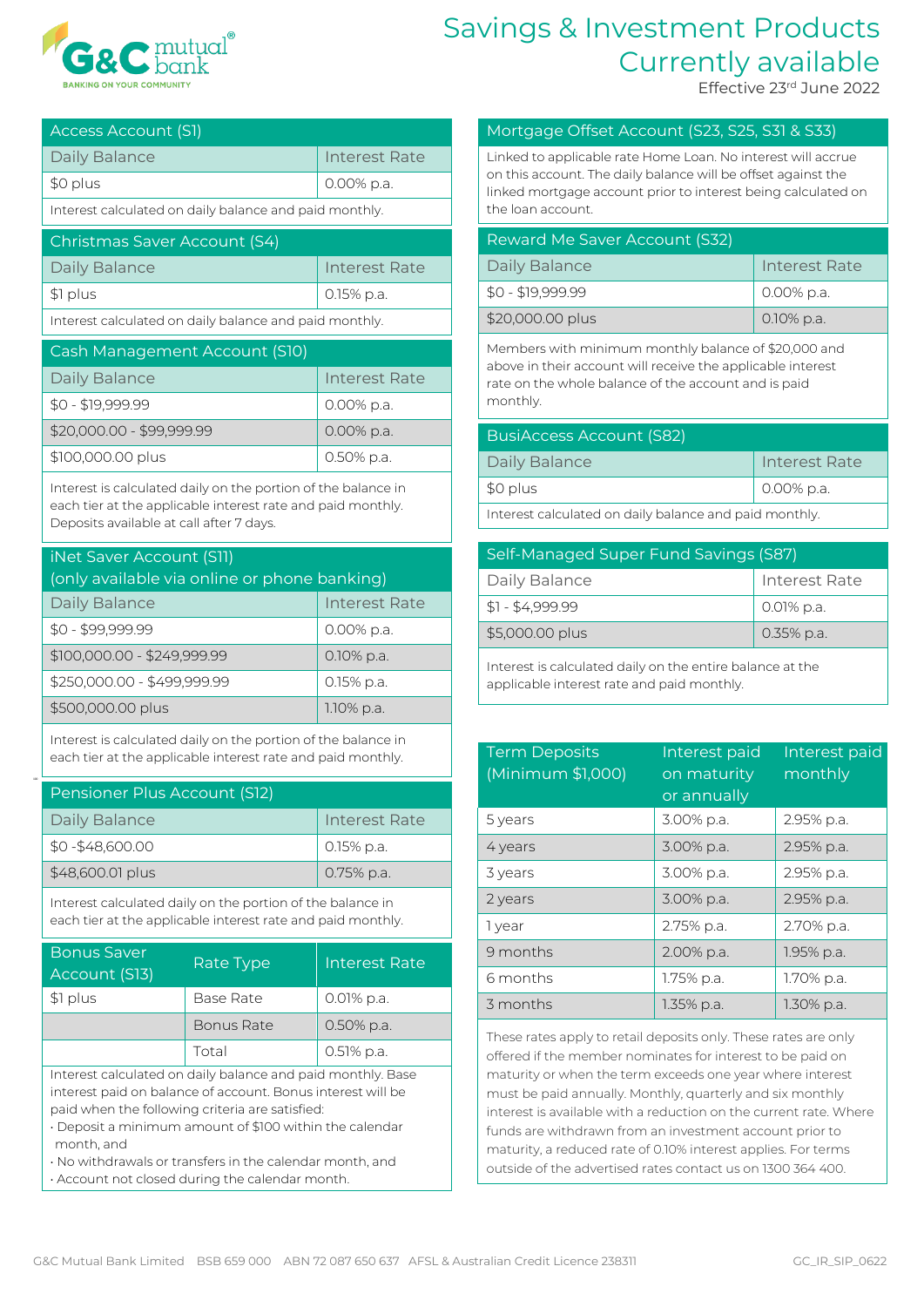G&C mutual bank
BANKING ON YOUR COMMUNITY

# Savings & Investment Products Currently available

Effective 23rd June 2022

| Access Account (S1) | |
|---|---|
| Daily Balance | Interest Rate |
| $0 plus | 0.00% p.a. |

Interest calculated on daily balance and paid monthly.

| Christmas Saver Account (S4) | |
|---|---|
| Daily Balance | Interest Rate |
| $1 plus | 0.15% p.a. |

Interest calculated on daily balance and paid monthly.

| Cash Management Account (S10) | |
|---|---|
| Daily Balance | Interest Rate |
| $0 - $19,999.99 | 0.00% p.a. |
| $20,000.00 - $99,999.99 | 0.00% p.a. |
| $100,000.00 plus | 0.50% p.a. |

Interest is calculated daily on the portion of the balance in each tier at the applicable interest rate and paid monthly. Deposits available at call after 7 days.

| iNet Saver Account (S11) (only available via online or phone banking) | |
|---|---|
| Daily Balance | Interest Rate |
| $0 - $99,999.99 | 0.00% p.a. |
| $100,000.00 - $249,999.99 | 0.10% p.a. |
| $250,000.00 - $499,999.99 | 0.15% p.a. |
| $500,000.00 plus | 1.10% p.a. |

Interest is calculated daily on the portion of the balance in each tier at the applicable interest rate and paid monthly.

| Pensioner Plus Account (S12) | |
|---|---|
| Daily Balance | Interest Rate |
| $0 -$48,600.00 | 0.15% p.a. |
| $48,600.01 plus | 0.75% p.a. |

Interest calculated daily on the portion of the balance in each tier at the applicable interest rate and paid monthly.

| Bonus Saver Account (S13) | Rate Type | Interest Rate |
|---|---|---|
| $1 plus | Base Rate | 0.01% p.a. |
| | Bonus Rate | 0.50% p.a. |
| | Total | 0.51% p.a. |

Interest calculated on daily balance and paid monthly. Base interest paid on balance of account. Bonus interest will be paid when the following criteria are satisfied:

- Deposit a minimum amount of $100 within the calendar month, and
- No withdrawals or transfers in the calendar month, and
- Account not closed during the calendar month.

## Mortgage Offset Account (S23, S25, S31 & S33)

Linked to applicable rate Home Loan. No interest will accrue on this account. The daily balance will be offset against the linked mortgage account prior to interest being calculated on the loan account.

| Reward Me Saver Account (S32) | |
|---|---|
| Daily Balance | Interest Rate |
| $0 - $19,999.99 | 0.00% p.a. |
| $20,000.00 plus | 0.10% p.a. |

Members with minimum monthly balance of $20,000 and above in their account will receive the applicable interest rate on the whole balance of the account and is paid monthly.

| BusiAccess Account (S82) | |
|---|---|
| Daily Balance | Interest Rate |
| $0 plus | 0.00% p.a. |

Interest calculated on daily balance and paid monthly.

| Self-Managed Super Fund Savings (S87) | |
|---|---|
| Daily Balance | Interest Rate |
| $1 - $4,999.99 | 0.01% p.a. |
| $5,000.00 plus | 0.35% p.a. |

Interest is calculated daily on the entire balance at the applicable interest rate and paid monthly.

| Term Deposits (Minimum $1,000) | Interest paid on maturity or annually | Interest paid monthly |
|---|---|---|
| 5 years | 3.00% p.a. | 2.95% p.a. |
| 4 years | 3.00% p.a. | 2.95% p.a. |
| 3 years | 3.00% p.a. | 2.95% p.a. |
| 2 years | 3.00% p.a. | 2.95% p.a. |
| 1 year | 2.75% p.a. | 2.70% p.a. |
| 9 months | 2.00% p.a. | 1.95% p.a. |
| 6 months | 1.75% p.a. | 1.70% p.a. |
| 3 months | 1.35% p.a. | 1.30% p.a. |

These rates apply to retail deposits only. These rates are only offered if the member nominates for interest to be paid on maturity or when the term exceeds one year where interest must be paid annually. Monthly, quarterly and six monthly interest is available with a reduction on the current rate. Where funds are withdrawn from an investment account prior to maturity, a reduced rate of 0.10% interest applies. For terms outside of the advertised rates contact us on 1300 364 400.

G&C Mutual Bank Limited BSB 659 000 ABN 72 087 650 637 AFSL & Australian Credit Licence 238311 GC_IR_SIP_0622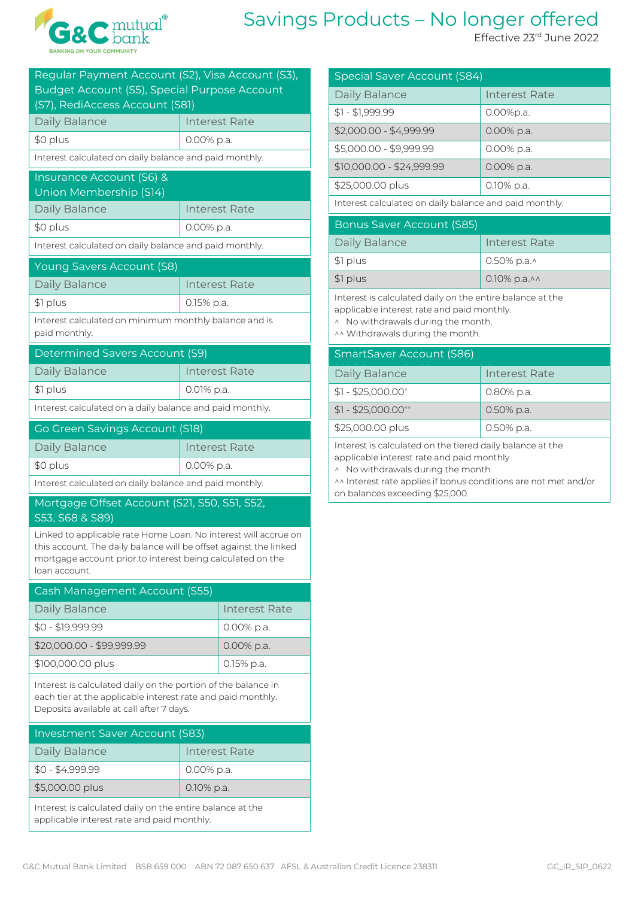# Savings Products – No longer offered

Effective 23rd June 2022

## Regular Payment Account (S2), Visa Account (S3), Budget Account (S5), Special Purpose Account (S7), RediAccess Account (S81)

| Daily Balance | Interest Rate |
|---|---|
| $0 plus | 0.00% p.a. |

Interest calculated on daily balance and paid monthly.

## Insurance Account (S6) & Union Membership (S14)

| Daily Balance | Interest Rate |
|---|---|
| $0 plus | 0.00% p.a. |

Interest calculated on daily balance and paid monthly.

## Young Savers Account (S8)

| Daily Balance | Interest Rate |
|---|---|
| $1 plus | 0.15% p.a. |

Interest calculated on minimum monthly balance and is paid monthly.

## Determined Savers Account (S9)

| Daily Balance | Interest Rate |
|---|---|
| $1 plus | 0.01% p.a. |

Interest calculated on a daily balance and paid monthly.

## Go Green Savings Account (S18)

| Daily Balance | Interest Rate |
|---|---|
| $0 plus | 0.00% p.a. |

Interest calculated on daily balance and paid monthly.

## Mortgage Offset Account (S21, S50, S51, S52, S53, S68 & S89)

Linked to applicable rate Home Loan. No interest will accrue on this account. The daily balance will be offset against the linked mortgage account prior to interest being calculated on the loan account.

## Cash Management Account (S55)

| Daily Balance | Interest Rate |
|---|---|
| $0 - $19,999.99 | 0.00% p.a. |
| $20,000.00 - $99,999.99 | 0.00% p.a. |
| $100,000.00 plus | 0.15% p.a. |

Interest is calculated daily on the portion of the balance in each tier at the applicable interest rate and paid monthly. Deposits available at call after 7 days.

## Investment Saver Account (S83)

| Daily Balance | Interest Rate |
|---|---|
| $0 - $4,999.99 | 0.00% p.a. |
| $5,000.00 plus | 0.10% p.a. |

Interest is calculated daily on the entire balance at the applicable interest rate and paid monthly.

## Special Saver Account (S84)

| Daily Balance | Interest Rate |
|---|---|
| $1 - $1,999.99 | 0.00%p.a. |
| $2,000.00 - $4,999.99 | 0.00% p.a. |
| $5,000.00 - $9,999.99 | 0.00% p.a. |
| $10,000.00 - $24,999.99 | 0.00% p.a. |
| $25,000.00 plus | 0.10% p.a. |

Interest calculated on daily balance and paid monthly.

## Bonus Saver Account (S85)

| Daily Balance | Interest Rate |
|---|---|
| $1 plus | 0.50% p.a.^ |
| $1 plus | 0.10% p.a.^^ |

Interest is calculated daily on the entire balance at the applicable interest rate and paid monthly.
^ No withdrawals during the month.
^^ Withdrawals during the month.

## SmartSaver Account (S86)

| Daily Balance | Interest Rate |
|---|---|
| $1 - $25,000.00^ | 0.80% p.a. |
| $1 - $25,000.00^^ | 0.50% p.a. |
| $25,000.00 plus | 0.50% p.a. |

Interest is calculated on the tiered daily balance at the applicable interest rate and paid monthly.
^ No withdrawals during the month
^^ Interest rate applies if bonus conditions are not met and/or on balances exceeding $25,000.

G&C Mutual Bank Limited BSB 659 000 ABN 72 087 650 637 AFSL & Australian Credit Licence 238311 GC_IR_SIP_0622